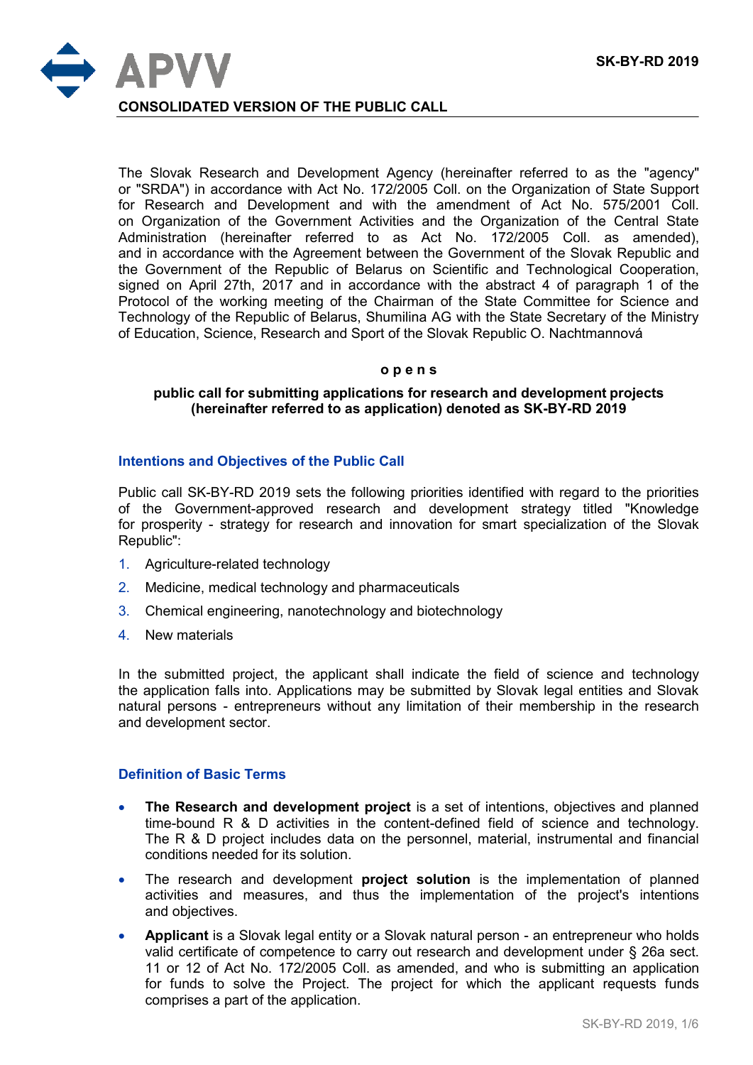APVV

SK-BY-RD 2019

**CONSOLIDATED VERSION OF THE PUBLIC CALL**

The Slovak Research and Development Agency (hereinafter referred to as the "agency" or "SRDA") in accordance with Act No. 172/2005 Coll. on the Organization of State Support for Research and Development and with the amendment of Act No. 575/2001 Coll. on Organization of the Government Activities and the Organization of the Central State Administration (hereinafter referred to as Act No. 172/2005 Coll. as amended), and in accordance with the Agreement between the Government of the Slovak Republic and the Government of the Republic of Belarus on Scientific and Technological Cooperation, signed on April 27th, 2017 and in accordance with the abstract 4 of paragraph 1 of the Protocol of the working meeting of the Chairman of the State Committee for Science and Technology of the Republic of Belarus, Shumilina AG with the State Secretary of the Ministry of Education, Science, Research and Sport of the Slovak Republic O. Nachtmannová

**o p e n s**

**public call for submitting applications for research and development projects (hereinafter referred to as application) denoted as SK-BY-RD 2019**

## Intentions and Objectives of the Public Call

Public call SK-BY-RD 2019 sets the following priorities identified with regard to the priorities of the Government-approved research and development strategy titled "Knowledge for prosperity - strategy for research and innovation for smart specialization of the Slovak Republic":

1. Agriculture-related technology
2. Medicine, medical technology and pharmaceuticals
3. Chemical engineering, nanotechnology and biotechnology
4. New materials

In the submitted project, the applicant shall indicate the field of science and technology the application falls into. Applications may be submitted by Slovak legal entities and Slovak natural persons - entrepreneurs without any limitation of their membership in the research and development sector.

## Definition of Basic Terms

- **The Research and development project** is a set of intentions, objectives and planned time-bound R & D activities in the content-defined field of science and technology. The R & D project includes data on the personnel, material, instrumental and financial conditions needed for its solution.
- The research and development **project solution** is the implementation of planned activities and measures, and thus the implementation of the project's intentions and objectives.
- **Applicant** is a Slovak legal entity or a Slovak natural person - an entrepreneur who holds valid certificate of competence to carry out research and development under § 26a sect. 11 or 12 of Act No. 172/2005 Coll. as amended, and who is submitting an application for funds to solve the Project. The project for which the applicant requests funds comprises a part of the application.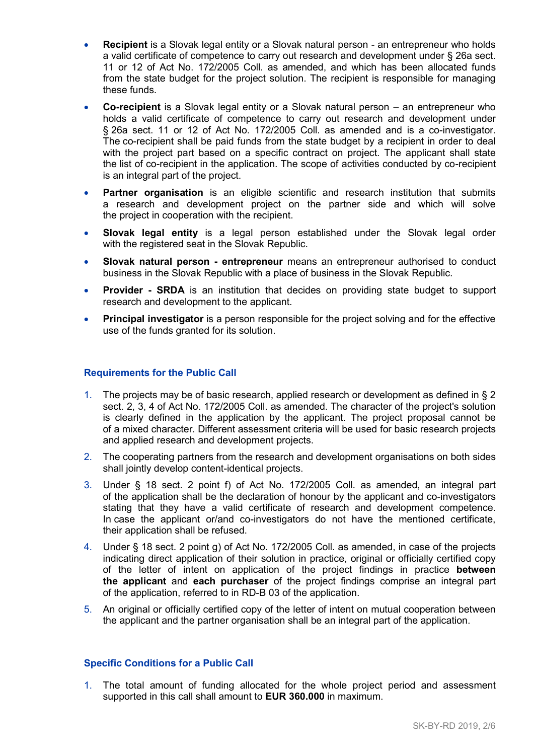- **Recipient** is a Slovak legal entity or a Slovak natural person - an entrepreneur who holds a valid certificate of competence to carry out research and development under § 26a sect. 11 or 12 of Act No. 172/2005 Coll. as amended, and which has been allocated funds from the state budget for the project solution. The recipient is responsible for managing these funds.
- **Co-recipient** is a Slovak legal entity or a Slovak natural person – an entrepreneur who holds a valid certificate of competence to carry out research and development under § 26a sect. 11 or 12 of Act No. 172/2005 Coll. as amended and is a co-investigator. The co-recipient shall be paid funds from the state budget by a recipient in order to deal with the project part based on a specific contract on project. The applicant shall state the list of co-recipient in the application. The scope of activities conducted by co-recipient is an integral part of the project.
- **Partner organisation** is an eligible scientific and research institution that submits a research and development project on the partner side and which will solve the project in cooperation with the recipient.
- **Slovak legal entity** is a legal person established under the Slovak legal order with the registered seat in the Slovak Republic.
- **Slovak natural person - entrepreneur** means an entrepreneur authorised to conduct business in the Slovak Republic with a place of business in the Slovak Republic.
- **Provider - SRDA** is an institution that decides on providing state budget to support research and development to the applicant.
- **Principal investigator** is a person responsible for the project solving and for the effective use of the funds granted for its solution.

## Requirements for the Public Call

1. The projects may be of basic research, applied research or development as defined in § 2 sect. 2, 3, 4 of Act No. 172/2005 Coll. as amended. The character of the project's solution is clearly defined in the application by the applicant. The project proposal cannot be of a mixed character. Different assessment criteria will be used for basic research projects and applied research and development projects.
2. The cooperating partners from the research and development organisations on both sides shall jointly develop content-identical projects.
3. Under § 18 sect. 2 point f) of Act No. 172/2005 Coll. as amended, an integral part of the application shall be the declaration of honour by the applicant and co-investigators stating that they have a valid certificate of research and development competence. In case the applicant or/and co-investigators do not have the mentioned certificate, their application shall be refused.
4. Under § 18 sect. 2 point g) of Act No. 172/2005 Coll. as amended, in case of the projects indicating direct application of their solution in practice, original or officially certified copy of the letter of intent on application of the project findings in practice **between the applicant** and **each purchaser** of the project findings comprise an integral part of the application, referred to in RD-B 03 of the application.
5. An original or officially certified copy of the letter of intent on mutual cooperation between the applicant and the partner organisation shall be an integral part of the application.

## Specific Conditions for a Public Call

1. The total amount of funding allocated for the whole project period and assessment supported in this call shall amount to **EUR 360.000** in maximum.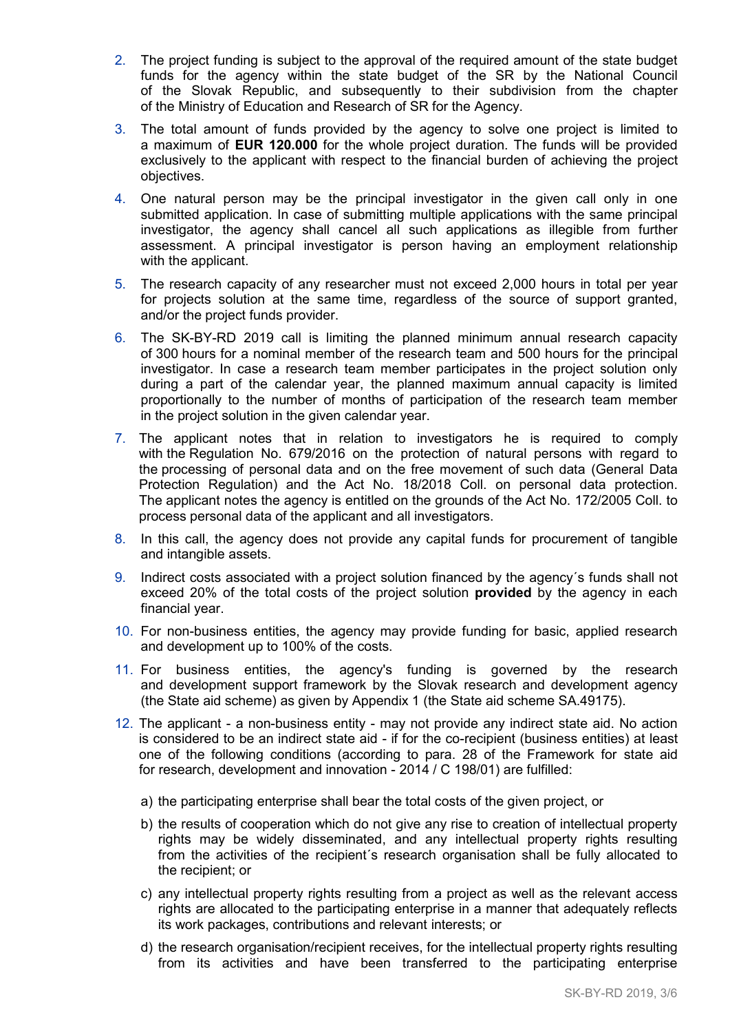2. The project funding is subject to the approval of the required amount of the state budget funds for the agency within the state budget of the SR by the National Council of the Slovak Republic, and subsequently to their subdivision from the chapter of the Ministry of Education and Research of SR for the Agency.
3. The total amount of funds provided by the agency to solve one project is limited to a maximum of **EUR 120.000** for the whole project duration. The funds will be provided exclusively to the applicant with respect to the financial burden of achieving the project objectives.
4. One natural person may be the principal investigator in the given call only in one submitted application. In case of submitting multiple applications with the same principal investigator, the agency shall cancel all such applications as illegible from further assessment. A principal investigator is person having an employment relationship with the applicant.
5. The research capacity of any researcher must not exceed 2,000 hours in total per year for projects solution at the same time, regardless of the source of support granted, and/or the project funds provider.
6. The SK-BY-RD 2019 call is limiting the planned minimum annual research capacity of 300 hours for a nominal member of the research team and 500 hours for the principal investigator. In case a research team member participates in the project solution only during a part of the calendar year, the planned maximum annual capacity is limited proportionally to the number of months of participation of the research team member in the project solution in the given calendar year.
7. The applicant notes that in relation to investigators he is required to comply with the Regulation No. 679/2016 on the protection of natural persons with regard to the processing of personal data and on the free movement of such data (General Data Protection Regulation) and the Act No. 18/2018 Coll. on personal data protection. The applicant notes the agency is entitled on the grounds of the Act No. 172/2005 Coll. to process personal data of the applicant and all investigators.
8. In this call, the agency does not provide any capital funds for procurement of tangible and intangible assets.
9. Indirect costs associated with a project solution financed by the agency´s funds shall not exceed 20% of the total costs of the project solution **provided** by the agency in each financial year.
10. For non-business entities, the agency may provide funding for basic, applied research and development up to 100% of the costs.
11. For business entities, the agency's funding is governed by the research and development support framework by the Slovak research and development agency (the State aid scheme) as given by Appendix 1 (the State aid scheme SA.49175).
12. The applicant - a non-business entity - may not provide any indirect state aid. No action is considered to be an indirect state aid - if for the co-recipient (business entities) at least one of the following conditions (according to para. 28 of the Framework for state aid for research, development and innovation - 2014 / C 198/01) are fulfilled:

    a) the participating enterprise shall bear the total costs of the given project, or

    b) the results of cooperation which do not give any rise to creation of intellectual property rights may be widely disseminated, and any intellectual property rights resulting from the activities of the recipient´s research organisation shall be fully allocated to the recipient; or

    c) any intellectual property rights resulting from a project as well as the relevant access rights are allocated to the participating enterprise in a manner that adequately reflects its work packages, contributions and relevant interests; or

    d) the research organisation/recipient receives, for the intellectual property rights resulting from its activities and have been transferred to the participating enterprise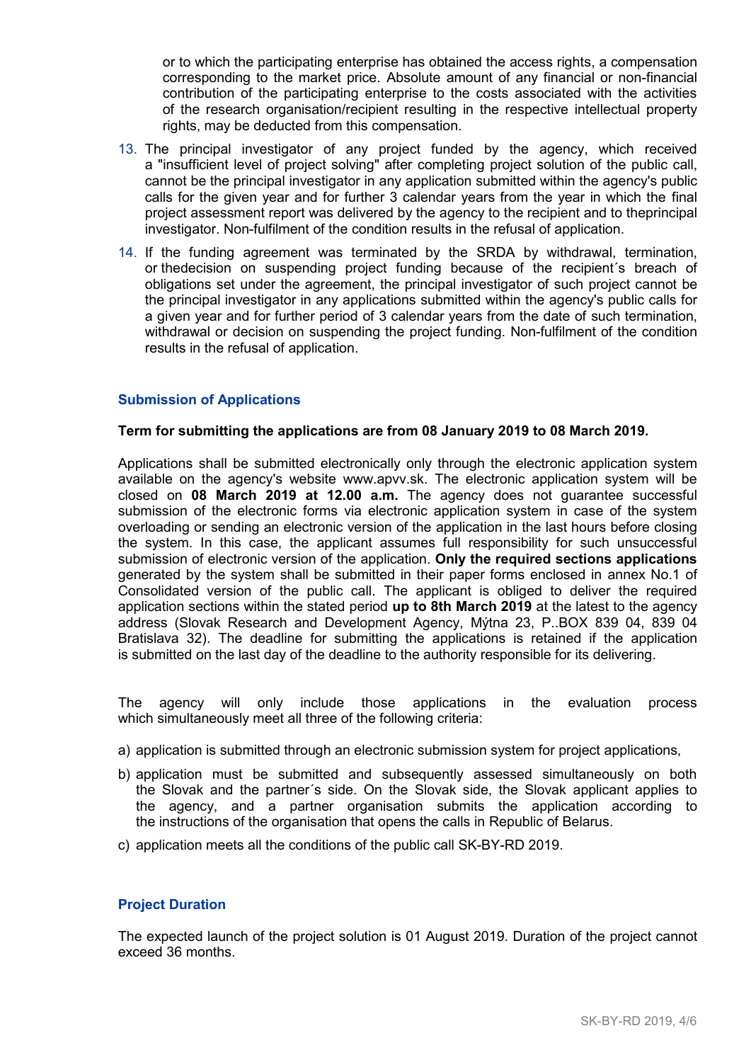or to which the participating enterprise has obtained the access rights, a compensation corresponding to the market price. Absolute amount of any financial or non-financial contribution of the participating enterprise to the costs associated with the activities of the research organisation/recipient resulting in the respective intellectual property rights, may be deducted from this compensation.

13. The principal investigator of any project funded by the agency, which received a "insufficient level of project solving" after completing project solution of the public call, cannot be the principal investigator in any application submitted within the agency's public calls for the given year and for further 3 calendar years from the year in which the final project assessment report was delivered by the agency to the recipient and to theprincipal investigator. Non-fulfilment of the condition results in the refusal of application.
14. If the funding agreement was terminated by the SRDA by withdrawal, termination, or thedecision on suspending project funding because of the recipient´s breach of obligations set under the agreement, the principal investigator of such project cannot be the principal investigator in any applications submitted within the agency's public calls for a given year and for further period of 3 calendar years from the date of such termination, withdrawal or decision on suspending the project funding. Non-fulfilment of the condition results in the refusal of application.

### Submission of Applications

**Term for submitting the applications are from 08 January 2019 to 08 March 2019.**

Applications shall be submitted electronically only through the electronic application system available on the agency's website www.apvv.sk. The electronic application system will be closed on **08 March 2019 at 12.00 a.m.** The agency does not guarantee successful submission of the electronic forms via electronic application system in case of the system overloading or sending an electronic version of the application in the last hours before closing the system. In this case, the applicant assumes full responsibility for such unsuccessful submission of electronic version of the application. **Only the required sections applications** generated by the system shall be submitted in their paper forms enclosed in annex No.1 of Consolidated version of the public call. The applicant is obliged to deliver the required application sections within the stated period **up to 8th March 2019** at the latest to the agency address (Slovak Research and Development Agency, Mýtna 23, P..BOX 839 04, 839 04 Bratislava 32). The deadline for submitting the applications is retained if the application is submitted on the last day of the deadline to the authority responsible for its delivering.

The agency will only include those applications in the evaluation process which simultaneously meet all three of the following criteria:

a) application is submitted through an electronic submission system for project applications,

b) application must be submitted and subsequently assessed simultaneously on both the Slovak and the partner´s side. On the Slovak side, the Slovak applicant applies to the agency, and a partner organisation submits the application according to the instructions of the organisation that opens the calls in Republic of Belarus.

c) application meets all the conditions of the public call SK-BY-RD 2019.

### Project Duration

The expected launch of the project solution is 01 August 2019. Duration of the project cannot exceed 36 months.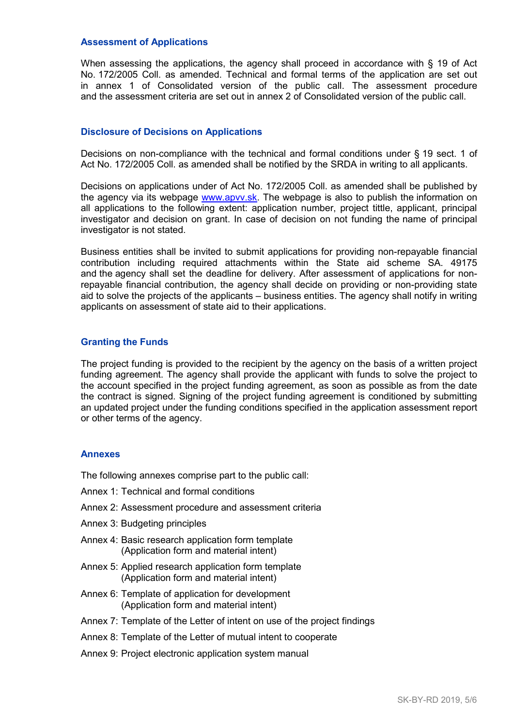## Assessment of Applications

When assessing the applications, the agency shall proceed in accordance with § 19 of Act No. 172/2005 Coll. as amended. Technical and formal terms of the application are set out in annex 1 of Consolidated version of the public call. The assessment procedure and the assessment criteria are set out in annex 2 of Consolidated version of the public call.

## Disclosure of Decisions on Applications

Decisions on non-compliance with the technical and formal conditions under § 19 sect. 1 of Act No. 172/2005 Coll. as amended shall be notified by the SRDA in writing to all applicants.

Decisions on applications under of Act No. 172/2005 Coll. as amended shall be published by the agency via its webpage www.apvv.sk. The webpage is also to publish the information on all applications to the following extent: application number, project tittle, applicant, principal investigator and decision on grant. In case of decision on not funding the name of principal investigator is not stated.

Business entities shall be invited to submit applications for providing non-repayable financial contribution including required attachments within the State aid scheme SA. 49175 and the agency shall set the deadline for delivery. After assessment of applications for non-repayable financial contribution, the agency shall decide on providing or non-providing state aid to solve the projects of the applicants – business entities. The agency shall notify in writing applicants on assessment of state aid to their applications.

## Granting the Funds

The project funding is provided to the recipient by the agency on the basis of a written project funding agreement. The agency shall provide the applicant with funds to solve the project to the account specified in the project funding agreement, as soon as possible as from the date the contract is signed. Signing of the project funding agreement is conditioned by submitting an updated project under the funding conditions specified in the application assessment report or other terms of the agency.

## Annexes

The following annexes comprise part to the public call:

Annex 1: Technical and formal conditions

Annex 2: Assessment procedure and assessment criteria

Annex 3: Budgeting principles

Annex 4: Basic research application form template
(Application form and material intent)

Annex 5: Applied research application form template
(Application form and material intent)

Annex 6: Template of application for development
(Application form and material intent)

Annex 7: Template of the Letter of intent on use of the project findings

Annex 8: Template of the Letter of mutual intent to cooperate

Annex 9: Project electronic application system manual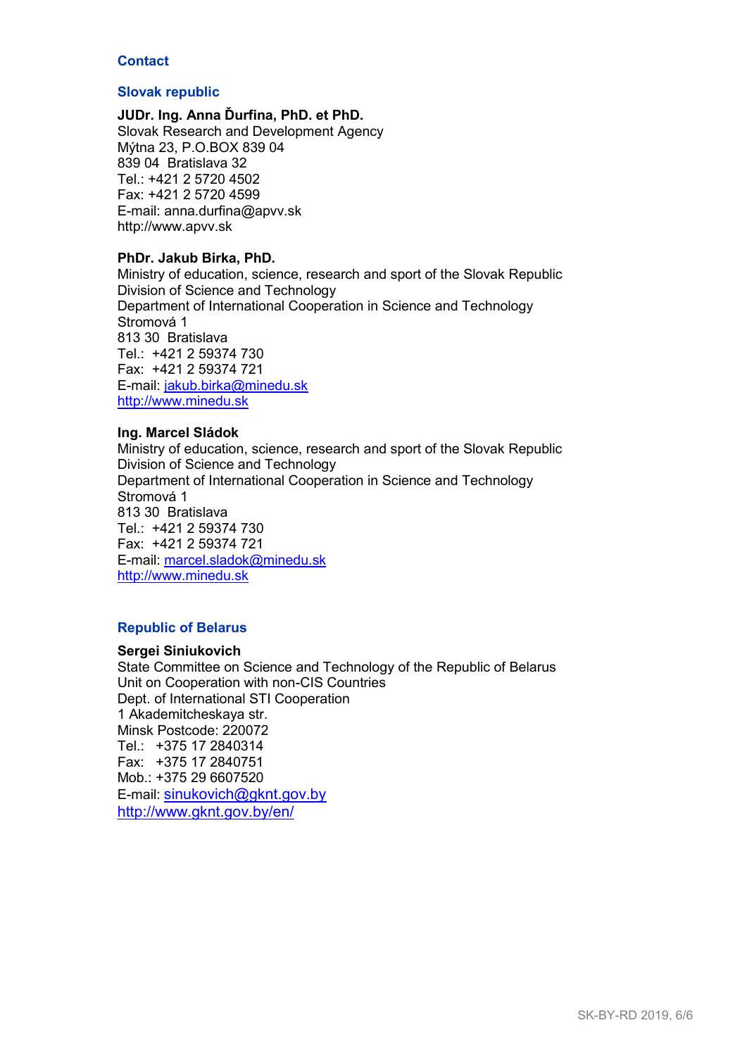## Contact

### Slovak republic

**JUDr. Ing. Anna Ďurfina, PhD. et PhD.**
Slovak Research and Development Agency
Mýtna 23, P.O.BOX 839 04
839 04 Bratislava 32
Tel.: +421 2 5720 4502
Fax: +421 2 5720 4599
E-mail: anna.durfina@apvv.sk
http://www.apvv.sk

**PhDr. Jakub Birka, PhD.**
Ministry of education, science, research and sport of the Slovak Republic
Division of Science and Technology
Department of International Cooperation in Science and Technology
Stromová 1
813 30 Bratislava
Tel.: +421 2 59374 730
Fax: +421 2 59374 721
E-mail: jakub.birka@minedu.sk
http://www.minedu.sk

**Ing. Marcel Sládok**
Ministry of education, science, research and sport of the Slovak Republic
Division of Science and Technology
Department of International Cooperation in Science and Technology
Stromová 1
813 30 Bratislava
Tel.: +421 2 59374 730
Fax: +421 2 59374 721
E-mail: marcel.sladok@minedu.sk
http://www.minedu.sk

### Republic of Belarus

**Sergei Siniukovich**
State Committee on Science and Technology of the Republic of Belarus
Unit on Cooperation with non-CIS Countries
Dept. of International STI Cooperation
1 Akademitcheskaya str.
Minsk Postcode: 220072
Tel.: +375 17 2840314
Fax: +375 17 2840751
Mob.: +375 29 6607520
E-mail: sinukovich@gknt.gov.by
http://www.gknt.gov.by/en/